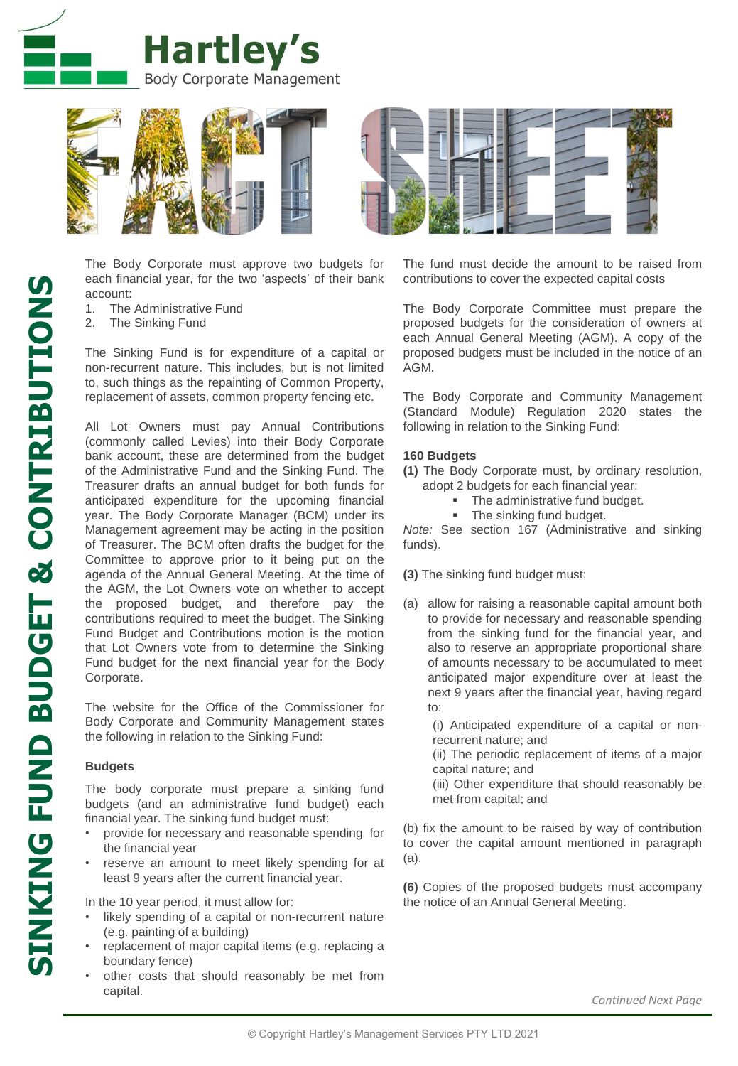# Hartley's

Body Corporate Management

# FACT SHEET

## SINKING FUND BUDGET & CONTRIBUTIONS

The Body Corporate must approve two budgets for each financial year, for the two 'aspects' of their bank account:

1. The Administrative Fund
2. The Sinking Fund

The Sinking Fund is for expenditure of a capital or non-recurrent nature. This includes, but is not limited to, such things as the repainting of Common Property, replacement of assets, common property fencing etc.

All Lot Owners must pay Annual Contributions (commonly called Levies) into their Body Corporate bank account, these are determined from the budget of the Administrative Fund and the Sinking Fund. The Treasurer drafts an annual budget for both funds for anticipated expenditure for the upcoming financial year. The Body Corporate Manager (BCM) under its Management agreement may be acting in the position of Treasurer. The BCM often drafts the budget for the Committee to approve prior to it being put on the agenda of the Annual General Meeting. At the time of the AGM, the Lot Owners vote on whether to accept the proposed budget, and therefore pay the contributions required to meet the budget. The Sinking Fund Budget and Contributions motion is the motion that Lot Owners vote from to determine the Sinking Fund budget for the next financial year for the Body Corporate.

The website for the Office of the Commissioner for Body Corporate and Community Management states the following in relation to the Sinking Fund:

### Budgets

The body corporate must prepare a sinking fund budgets (and an administrative fund budget) each financial year. The sinking fund budget must:

- provide for necessary and reasonable spending for the financial year
- reserve an amount to meet likely spending for at least 9 years after the current financial year.

In the 10 year period, it must allow for:

- likely spending of a capital or non-recurrent nature (e.g. painting of a building)
- replacement of major capital items (e.g. replacing a boundary fence)
- other costs that should reasonably be met from capital.

The fund must decide the amount to be raised from contributions to cover the expected capital costs

The Body Corporate Committee must prepare the proposed budgets for the consideration of owners at each Annual General Meeting (AGM). A copy of the proposed budgets must be included in the notice of an AGM.

The Body Corporate and Community Management (Standard Module) Regulation 2020 states the following in relation to the Sinking Fund:

**160 Budgets**

**(1)** The Body Corporate must, by ordinary resolution, adopt 2 budgets for each financial year:

- The administrative fund budget.
- The sinking fund budget.

*Note:* See section 167 (Administrative and sinking funds).

**(3)** The sinking fund budget must:

(a) allow for raising a reasonable capital amount both to provide for necessary and reasonable spending from the sinking fund for the financial year, and also to reserve an appropriate proportional share of amounts necessary to be accumulated to meet anticipated major expenditure over at least the next 9 years after the financial year, having regard to:

(i) Anticipated expenditure of a capital or non-recurrent nature; and
(ii) The periodic replacement of items of a major capital nature; and
(iii) Other expenditure that should reasonably be met from capital; and

(b) fix the amount to be raised by way of contribution to cover the capital amount mentioned in paragraph (a).

**(6)** Copies of the proposed budgets must accompany the notice of an Annual General Meeting.

*Continued Next Page*

© Copyright Hartley's Management Services PTY LTD 2021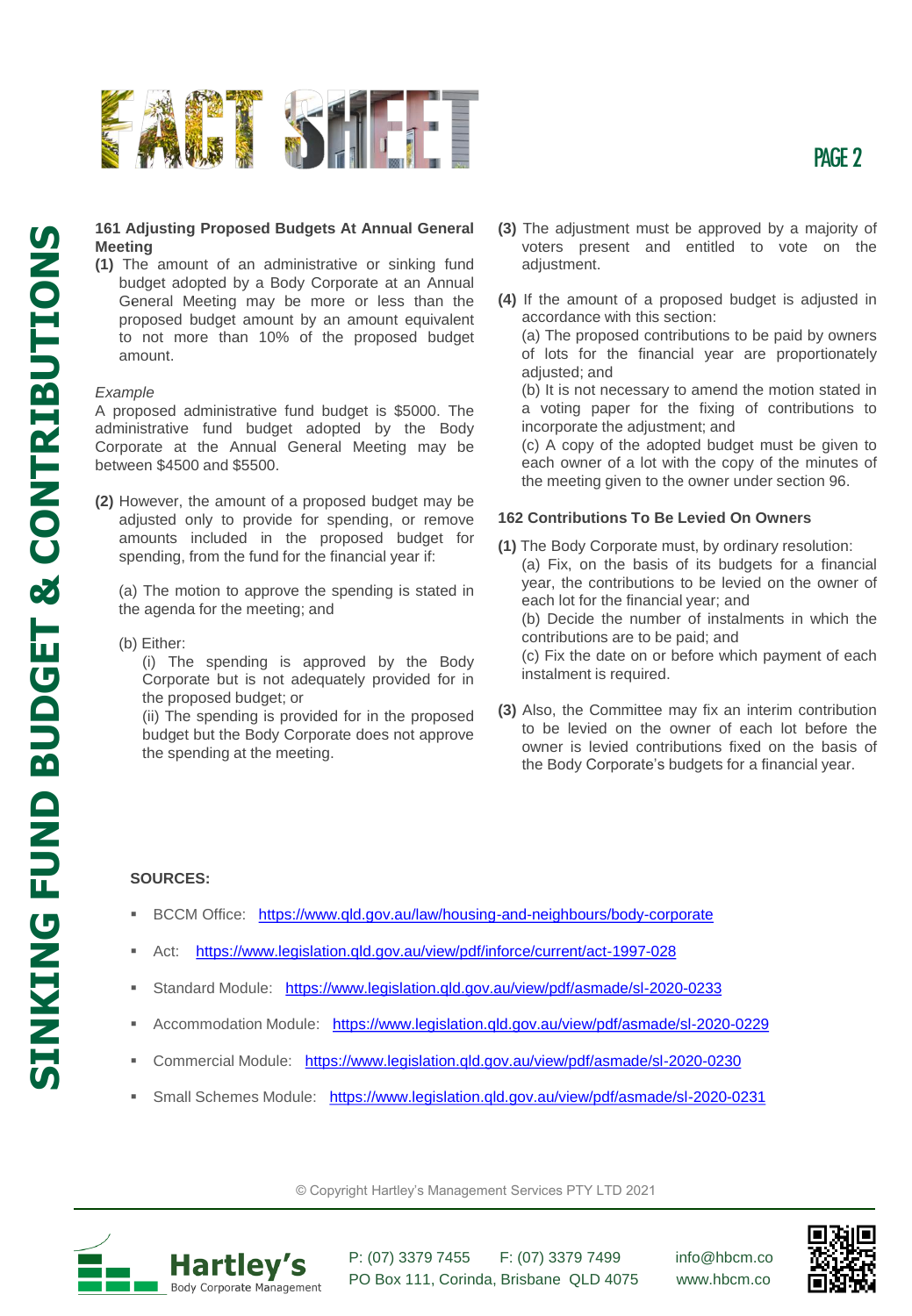### 161 Adjusting Proposed Budgets At Annual General Meeting

**(1)** The amount of an administrative or sinking fund budget adopted by a Body Corporate at an Annual General Meeting may be more or less than the proposed budget amount by an amount equivalent to not more than 10% of the proposed budget amount.

*Example*

A proposed administrative fund budget is $5000. The administrative fund budget adopted by the Body Corporate at the Annual General Meeting may be between $4500 and $5500.

**(2)** However, the amount of a proposed budget may be adjusted only to provide for spending, or remove amounts included in the proposed budget for spending, from the fund for the financial year if:

(a) The motion to approve the spending is stated in the agenda for the meeting; and

(b) Either:

(i) The spending is approved by the Body Corporate but is not adequately provided for in the proposed budget; or

(ii) The spending is provided for in the proposed budget but the Body Corporate does not approve the spending at the meeting.

**(3)** The adjustment must be approved by a majority of voters present and entitled to vote on the adjustment.

**(4)** If the amount of a proposed budget is adjusted in accordance with this section:

(a) The proposed contributions to be paid by owners of lots for the financial year are proportionately adjusted; and

(b) It is not necessary to amend the motion stated in a voting paper for the fixing of contributions to incorporate the adjustment; and

(c) A copy of the adopted budget must be given to each owner of a lot with the copy of the minutes of the meeting given to the owner under section 96.

### 162 Contributions To Be Levied On Owners

**(1)** The Body Corporate must, by ordinary resolution:

(a) Fix, on the basis of its budgets for a financial year, the contributions to be levied on the owner of each lot for the financial year; and

(b) Decide the number of instalments in which the contributions are to be paid; and

(c) Fix the date on or before which payment of each instalment is required.

**(3)** Also, the Committee may fix an interim contribution to be levied on the owner of each lot before the owner is levied contributions fixed on the basis of the Body Corporate's budgets for a financial year.

**SOURCES:**

- BCCM Office: https://www.qld.gov.au/law/housing-and-neighbours/body-corporate
- Act: https://www.legislation.qld.gov.au/view/pdf/inforce/current/act-1997-028
- Standard Module: https://www.legislation.qld.gov.au/view/pdf/asmade/sl-2020-0233
- Accommodation Module: https://www.legislation.qld.gov.au/view/pdf/asmade/sl-2020-0229
- Commercial Module: https://www.legislation.qld.gov.au/view/pdf/asmade/sl-2020-0230
- Small Schemes Module: https://www.legislation.qld.gov.au/view/pdf/asmade/sl-2020-0231

© Copyright Hartley's Management Services PTY LTD 2021